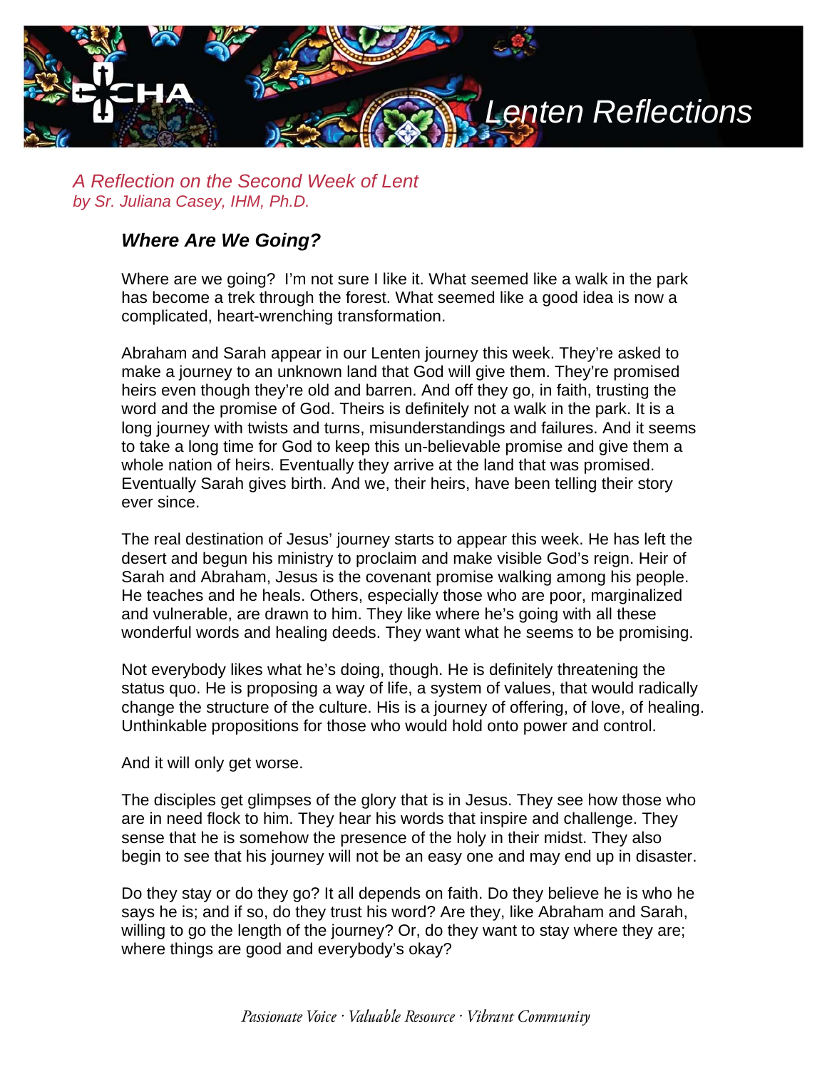Lenten Reflections

*A Reflection on the Second Week of Lent*
*by Sr. Juliana Casey, IHM, Ph.D.*

## *Where Are We Going?*

Where are we going? I'm not sure I like it. What seemed like a walk in the park has become a trek through the forest. What seemed like a good idea is now a complicated, heart-wrenching transformation.

Abraham and Sarah appear in our Lenten journey this week. They're asked to make a journey to an unknown land that God will give them. They're promised heirs even though they're old and barren. And off they go, in faith, trusting the word and the promise of God. Theirs is definitely not a walk in the park. It is a long journey with twists and turns, misunderstandings and failures. And it seems to take a long time for God to keep this un-believable promise and give them a whole nation of heirs. Eventually they arrive at the land that was promised. Eventually Sarah gives birth. And we, their heirs, have been telling their story ever since.

The real destination of Jesus' journey starts to appear this week. He has left the desert and begun his ministry to proclaim and make visible God's reign. Heir of Sarah and Abraham, Jesus is the covenant promise walking among his people. He teaches and he heals. Others, especially those who are poor, marginalized and vulnerable, are drawn to him. They like where he's going with all these wonderful words and healing deeds. They want what he seems to be promising.

Not everybody likes what he's doing, though. He is definitely threatening the status quo. He is proposing a way of life, a system of values, that would radically change the structure of the culture. His is a journey of offering, of love, of healing. Unthinkable propositions for those who would hold onto power and control.

And it will only get worse.

The disciples get glimpses of the glory that is in Jesus. They see how those who are in need flock to him. They hear his words that inspire and challenge. They sense that he is somehow the presence of the holy in their midst. They also begin to see that his journey will not be an easy one and may end up in disaster.

Do they stay or do they go? It all depends on faith. Do they believe he is who he says he is; and if so, do they trust his word? Are they, like Abraham and Sarah, willing to go the length of the journey? Or, do they want to stay where they are; where things are good and everybody's okay?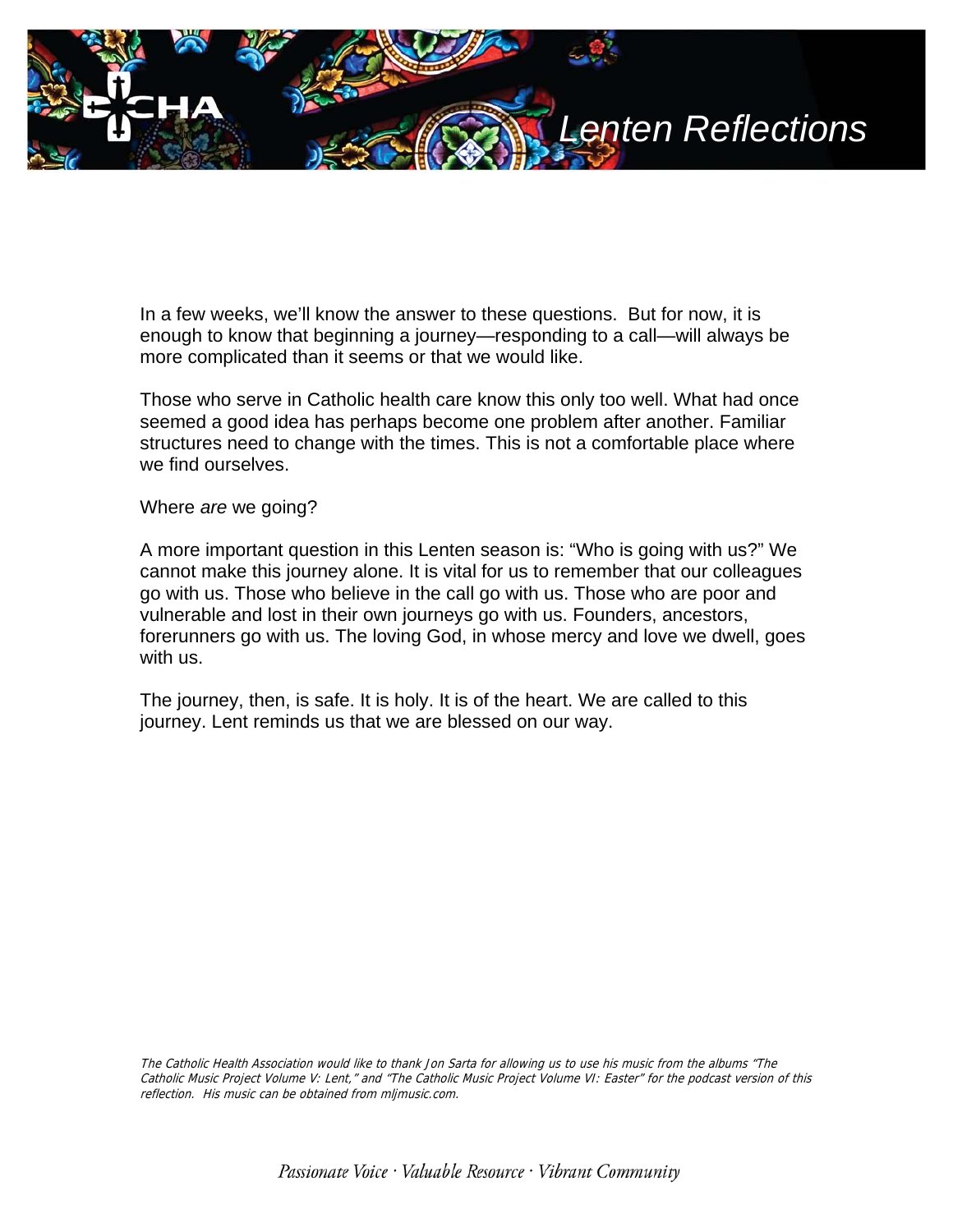In a few weeks, we'll know the answer to these questions. But for now, it is enough to know that beginning a journey—responding to a call—will always be more complicated than it seems or that we would like.

Those who serve in Catholic health care know this only too well. What had once seemed a good idea has perhaps become one problem after another. Familiar structures need to change with the times. This is not a comfortable place where we find ourselves.

Where *are* we going?

A more important question in this Lenten season is: "Who is going with us?" We cannot make this journey alone. It is vital for us to remember that our colleagues go with us. Those who believe in the call go with us. Those who are poor and vulnerable and lost in their own journeys go with us. Founders, ancestors, forerunners go with us. The loving God, in whose mercy and love we dwell, goes with us.

The journey, then, is safe. It is holy. It is of the heart. We are called to this journey. Lent reminds us that we are blessed on our way.

*The Catholic Health Association would like to thank Jon Sarta for allowing us to use his music from the albums "The Catholic Music Project Volume V: Lent," and "The Catholic Music Project Volume VI: Easter" for the podcast version of this reflection. His music can be obtained from mljmusic.com.*